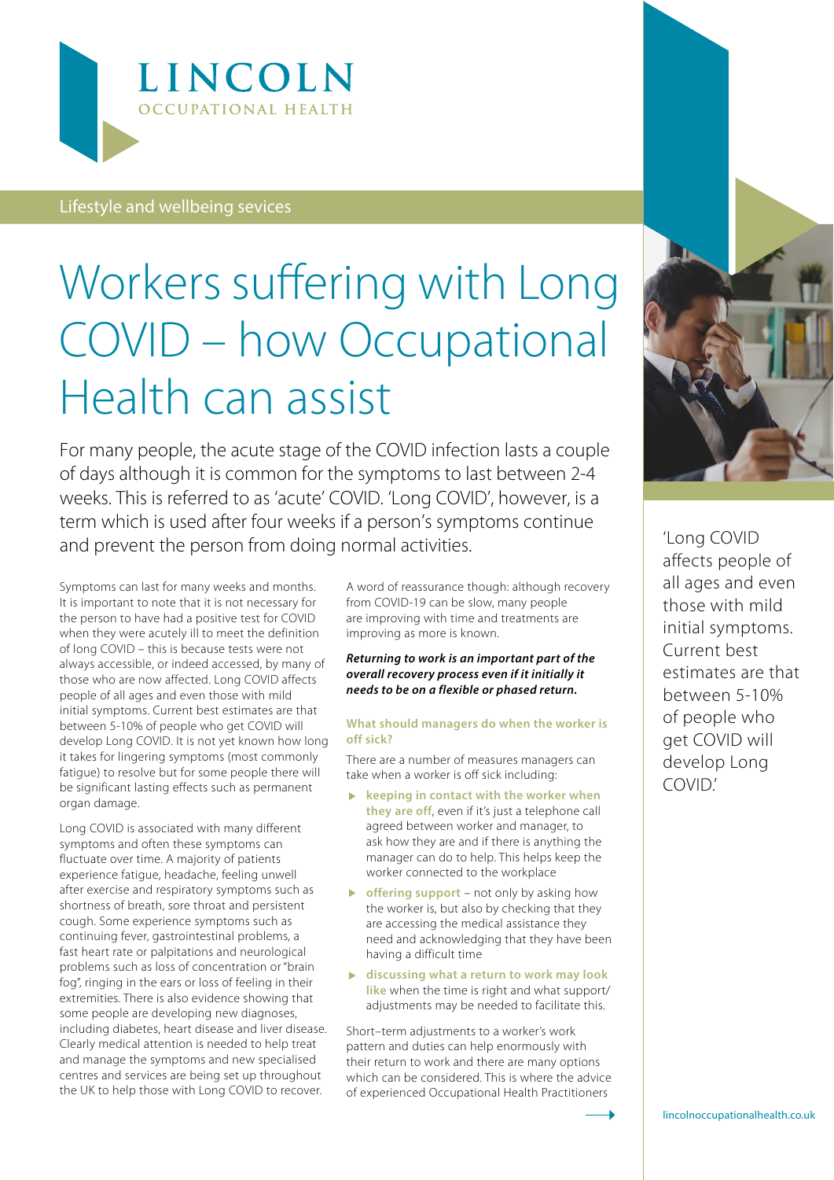# LINCOLN

OCCUPATIONAL HEALTH

Lifestyle and wellbeing sevices

# Workers suffering with Long COVID – how Occupational Health can assist

For many people, the acute stage of the COVID infection lasts a couple of days although it is common for the symptoms to last between 2-4 weeks. This is referred to as 'acute' COVID. 'Long COVID', however, is a term which is used after four weeks if a person's symptoms continue and prevent the person from doing normal activities.

Symptoms can last for many weeks and months. It is important to note that it is not necessary for the person to have had a positive test for COVID when they were acutely ill to meet the definition of long COVID – this is because tests were not always accessible, or indeed accessed, by many of those who are now affected. Long COVID affects people of all ages and even those with mild initial symptoms. Current best estimates are that between 5-10% of people who get COVID will develop Long COVID. It is not yet known how long it takes for lingering symptoms (most commonly fatigue) to resolve but for some people there will be significant lasting effects such as permanent organ damage.

Long COVID is associated with many different symptoms and often these symptoms can fluctuate over time. A majority of patients experience fatigue, headache, feeling unwell after exercise and respiratory symptoms such as shortness of breath, sore throat and persistent cough. Some experience symptoms such as continuing fever, gastrointestinal problems, a fast heart rate or palpitations and neurological problems such as loss of concentration or "brain fog", ringing in the ears or loss of feeling in their extremities. There is also evidence showing that some people are developing new diagnoses, including diabetes, heart disease and liver disease. Clearly medical attention is needed to help treat and manage the symptoms and new specialised centres and services are being set up throughout the UK to help those with Long COVID to recover.

A word of reassurance though: although recovery from COVID-19 can be slow, many people are improving with time and treatments are improving as more is known.

***Returning to work is an important part of the overall recovery process even if it initially it needs to be on a flexible or phased return.***

### What should managers do when the worker is off sick?

There are a number of measures managers can take when a worker is off sick including:

- **keeping in contact with the worker when they are off**, even if it's just a telephone call agreed between worker and manager, to ask how they are and if there is anything the manager can do to help. This helps keep the worker connected to the workplace
- **offering support** – not only by asking how the worker is, but also by checking that they are accessing the medical assistance they need and acknowledging that they have been having a difficult time
- **discussing what a return to work may look like** when the time is right and what support/ adjustments may be needed to facilitate this.

Short–term adjustments to a worker's work pattern and duties can help enormously with their return to work and there are many options which can be considered. This is where the advice of experienced Occupational Health Practitioners

'Long COVID affects people of all ages and even those with mild initial symptoms. Current best estimates are that between 5-10% of people who get COVID will develop Long COVID.'

lincolnoccupationalhealth.co.uk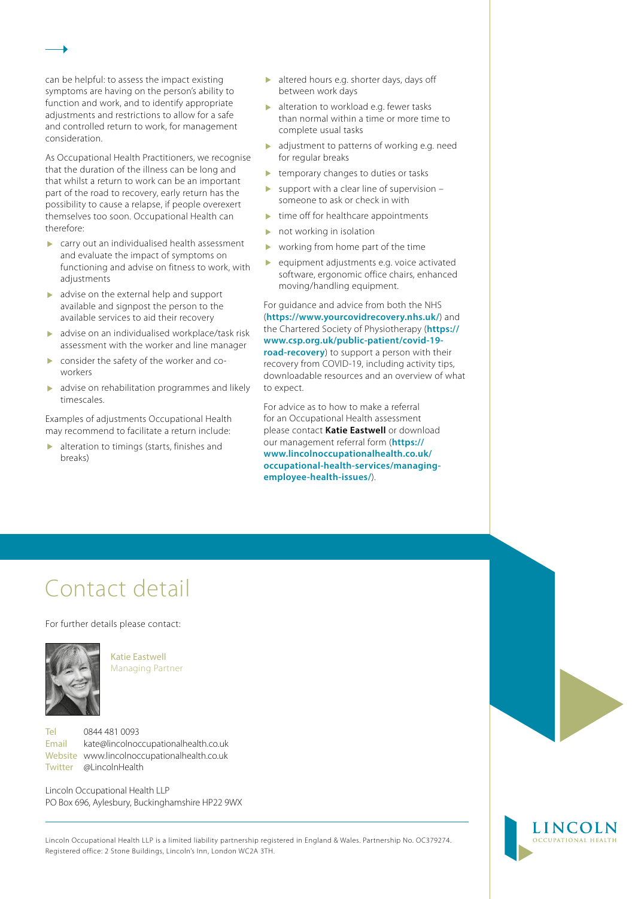can be helpful: to assess the impact existing symptoms are having on the person's ability to function and work, and to identify appropriate adjustments and restrictions to allow for a safe and controlled return to work, for management consideration.

As Occupational Health Practitioners, we recognise that the duration of the illness can be long and that whilst a return to work can be an important part of the road to recovery, early return has the possibility to cause a relapse, if people overexert themselves too soon. Occupational Health can therefore:

- carry out an individualised health assessment and evaluate the impact of symptoms on functioning and advise on fitness to work, with adjustments
- advise on the external help and support available and signpost the person to the available services to aid their recovery
- advise on an individualised workplace/task risk assessment with the worker and line manager
- consider the safety of the worker and co-workers
- advise on rehabilitation programmes and likely timescales.

Examples of adjustments Occupational Health may recommend to facilitate a return include:

- alteration to timings (starts, finishes and breaks)
- altered hours e.g. shorter days, days off between work days
- alteration to workload e.g. fewer tasks than normal within a time or more time to complete usual tasks
- adjustment to patterns of working e.g. need for regular breaks
- temporary changes to duties or tasks
- support with a clear line of supervision – someone to ask or check in with
- time off for healthcare appointments
- not working in isolation
- working from home part of the time
- equipment adjustments e.g. voice activated software, ergonomic office chairs, enhanced moving/handling equipment.

For guidance and advice from both the NHS (**https://www.yourcovidrecovery.nhs.uk/**) and the Chartered Society of Physiotherapy (**https://www.csp.org.uk/public-patient/covid-19-road-recovery**) to support a person with their recovery from COVID-19, including activity tips, downloadable resources and an overview of what to expect.

For advice as to how to make a referral for an Occupational Health assessment please contact **Katie Eastwell** or download our management referral form (**https://www.lincolnoccupationalhealth.co.uk/occupational-health-services/managing-employee-health-issues/**).

# Contact detail

For further details please contact:

Katie Eastwell
Managing Partner

Tel 0844 481 0093
Email kate@lincolnoccupationalhealth.co.uk
Website www.lincolnoccupationalhealth.co.uk
Twitter @LincolnHealth

Lincoln Occupational Health LLP
PO Box 696, Aylesbury, Buckinghamshire HP22 9WX

Lincoln Occupational Health LLP is a limited liability partnership registered in England & Wales. Partnership No. OC379274. Registered office: 2 Stone Buildings, Lincoln's Inn, London WC2A 3TH.

LINCOLN
OCCUPATIONAL HEALTH